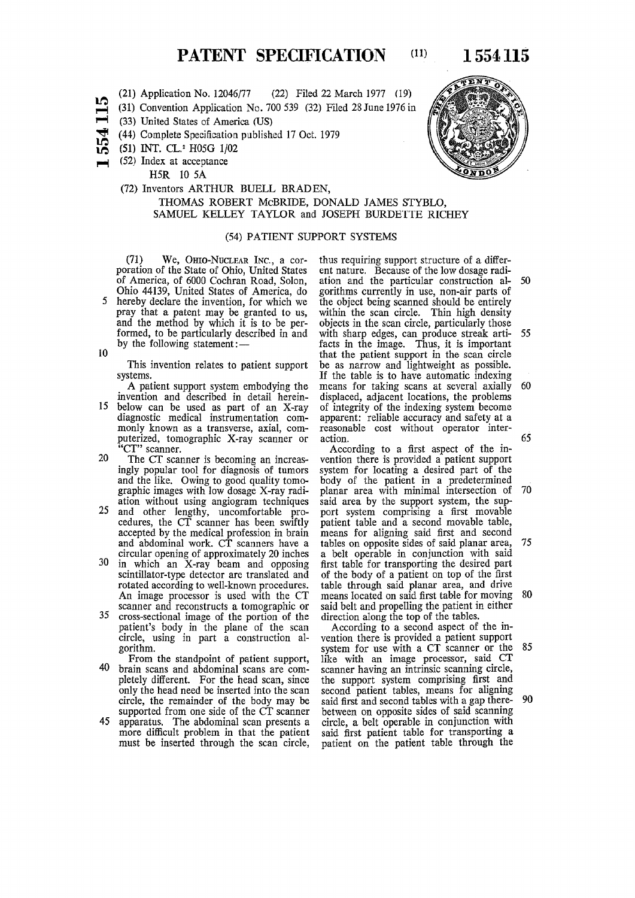# PATENT SPECIFICATION (11) 1 554 115

(21) Application No. 12046/77 (22) Filed 22 March 1977 (19)

(31) Convention Application No. 700 539 (32) Filed 28 June 1976 in

(33) United States of America (US)

(44) Complete Specification published 17 Oct. 1979

(51) INT. CL.[2] H05G 1/02

(52) Index at acceptance
H5R 10 5A

(72) Inventors ARTHUR BUELL BRADEN,
THOMAS ROBERT McBRIDE, DONALD JAMES STYBLO,
SAMUEL KELLEY TAYLOR and JOSEPH BURDETTE RICHEY

## (54) PATIENT SUPPORT SYSTEMS

(71) We, OHIO-NUCLEAR INC., a corporation of the State of Ohio, United States of America, of 6000 Cochran Road, Solon, Ohio 44139, United States of America, do hereby declare the invention, for which we pray that a patent may be granted to us, and the method by which it is to be performed, to be particularly described in and by the following statement:—

This invention relates to patient support systems.

A patient support system embodying the invention and described in detail hereinbelow can be used as part of an X-ray diagnostic medical instrumentation commonly known as a transverse, axial, computerized, tomographic X-ray scanner or "CT" scanner.

The CT scanner is becoming an increasingly popular tool for diagnosis of tumors and the like. Owing to good quality tomographic images with low dosage X-ray radiation without using angiogram techniques and other lengthy, uncomfortable procedures, the CT scanner has been swiftly accepted by the medical profession in brain and abdominal work. CT scanners have a circular opening of approximately 20 inches in which an X-ray beam and opposing scintillator-type detector are translated and rotated according to well-known procedures. An image processor is used with the CT scanner and reconstructs a tomographic or cross-sectional image of the portion of the patient's body in the plane of the scan circle, using in part a construction algorithm.

From the standpoint of patient support, brain scans and abdominal scans are completely different. For the head scan, since only the head need be inserted into the scan circle, the remainder of the body may be supported from one side of the CT scanner apparatus. The abdominal scan presents a more difficult problem in that the patient must be inserted through the scan circle, thus requiring support structure of a different nature. Because of the low dosage radiation and the particular construction algorithms currently in use, non-air parts of the object being scanned should be entirely within the scan circle. Thin high density objects in the scan circle, particularly those with sharp edges, can produce streak artifacts in the image. Thus, it is important that the patient support in the scan circle be as narrow and lightweight as possible. If the table is to have automatic indexing means for taking scans at several axially displaced, adjacent locations, the problems of integrity of the indexing system become apparent: reliable accuracy and safety at a reasonable cost without operator interaction.

According to a first aspect of the invention there is provided a patient support system for locating a desired part of the body of the patient in a predetermined planar area with minimal intersection of said area by the support system, the support system comprising a first movable patient table and a second movable table, means for aligning said first and second tables on opposite sides of said planar area, a belt operable in conjunction with said first table for transporting the desired part of the body of a patient on top of the first table through said planar area, and drive means located on said first table for moving said belt and propelling the patient in either direction along the top of the tables.

According to a second aspect of the invention there is provided a patient support system for use with a CT scanner or the like with an image processor, said CT scanner having an intrinsic scanning circle, the support system comprising first and second patient tables, means for aligning said first and second tables with a gap therebetween on opposite sides of said scanning circle, a belt operable in conjunction with said first patient table for transporting a patient on the patient table through the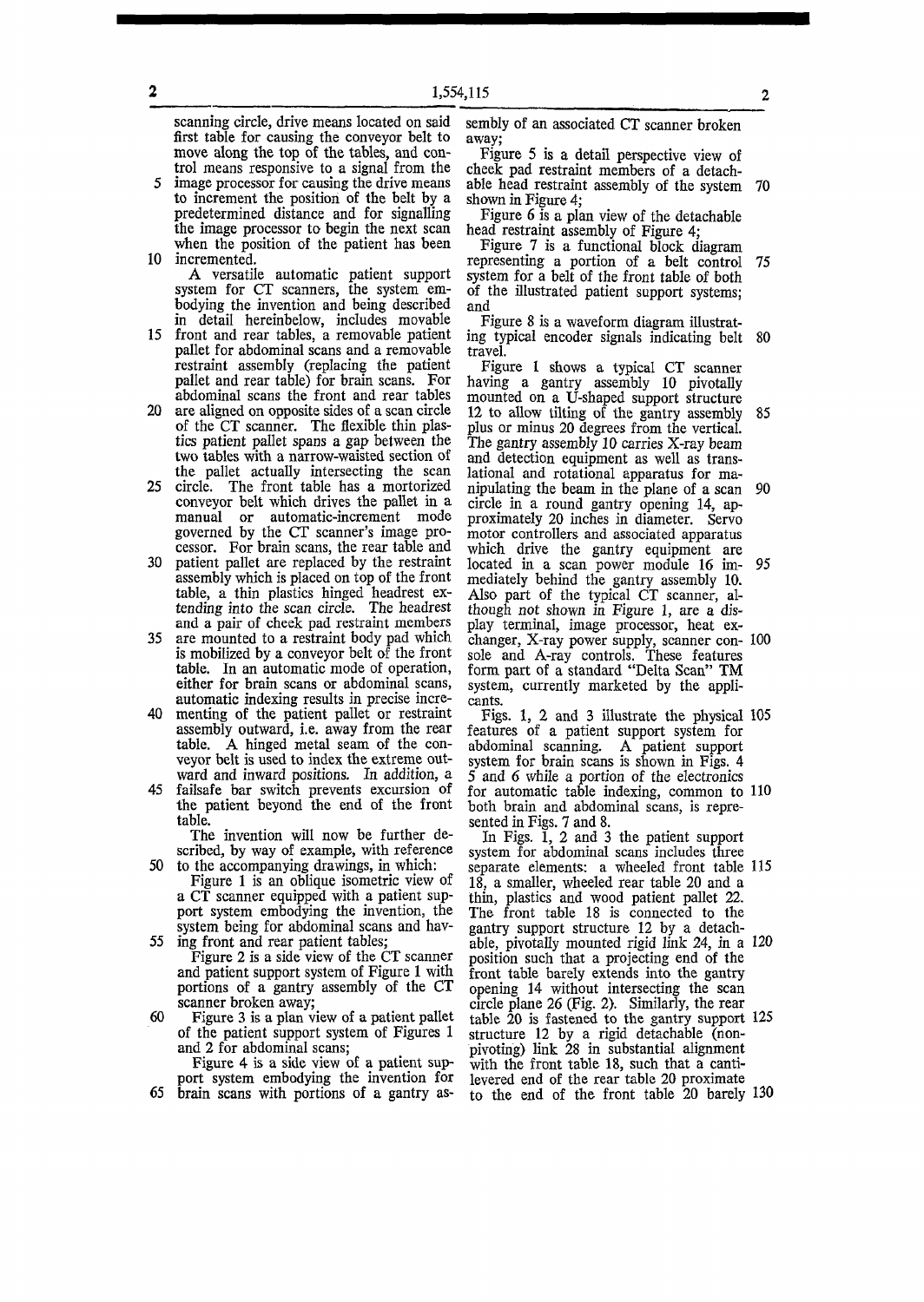scanning circle, drive means located on said first table for causing the conveyor belt to move along the top of the tables, and control means responsive to a signal from the image processor for causing the drive means to increment the position of the belt by a predetermined distance and for signalling the image processor to begin the next scan when the position of the patient has been incremented.

A versatile automatic patient support system for CT scanners, the system embodying the invention and being described in detail hereinbelow, includes movable front and rear tables, a removable patient pallet for abdominal scans and a removable restraint assembly (replacing the patient pallet and rear table) for brain scans. For abdominal scans the front and rear tables are aligned on opposite sides of a scan circle of the CT scanner. The flexible thin plastics patient pallet spans a gap between the two tables with a narrow-waisted section of the pallet actually intersecting the scan circle. The front table has a mortorized conveyor belt which drives the pallet in a manual or automatic-increment mode governed by the CT scanner's image processor. For brain scans, the rear table and patient pallet are replaced by the restraint assembly which is placed on top of the front table, a thin plastics hinged headrest extending into the scan circle. The headrest and a pair of cheek pad restraint members are mounted to a restraint body pad which is mobilized by a conveyor belt of the front table. In an automatic mode of operation, either for brain scans or abdominal scans, automatic indexing results in precise incrementing of the patient pallet or restraint assembly outward, i.e. away from the rear table. A hinged metal seam of the conveyor belt is used to index the extreme outward and inward positions. In addition, a failsafe bar switch prevents excursion of the patient beyond the end of the front table.

The invention will now be further described, by way of example, with reference to the accompanying drawings, in which:

Figure 1 is an oblique isometric view of a CT scanner equipped with a patient support system embodying the invention, the system being for abdominal scans and having front and rear patient tables;

Figure 2 is a side view of the CT scanner and patient support system of Figure 1 with portions of a gantry assembly of the CT scanner broken away;

Figure 3 is a plan view of a patient pallet of the patient support system of Figures 1 and 2 for abdominal scans;

Figure 4 is a side view of a patient support system embodying the invention for brain scans with portions of a gantry assembly of an associated CT scanner broken away;

Figure 5 is a detail perspective view of cheek pad restraint members of a detachable head restraint assembly of the system shown in Figure 4;

Figure 6 is a plan view of the detachable head restraint assembly of Figure 4;

Figure 7 is a functional block diagram representing a portion of a belt control system for a belt of the front table of both of the illustrated patient support systems; and

Figure 8 is a waveform diagram illustrating typical encoder signals indicating belt travel.

Figure 1 shows a typical CT scanner having a gantry assembly 10 pivotally mounted on a U-shaped support structure 12 to allow tilting of the gantry assembly plus or minus 20 degrees from the vertical. The gantry assembly 10 carries X-ray beam and detection equipment as well as translational and rotational apparatus for manipulating the beam in the plane of a scan circle in a round gantry opening 14, approximately 20 inches in diameter. Servo motor controllers and associated apparatus which drive the gantry equipment are located in a scan power module 16 immediately behind the gantry assembly 10. Also part of the typical CT scanner, although not shown in Figure 1, are a display terminal, image processor, heat exchanger, X-ray power supply, scanner console and A-ray controls. These features form part of a standard "Delta Scan" TM system, currently marketed by the applicants.

Figs. 1, 2 and 3 illustrate the physical features of a patient support system for abdominal scanning. A patient support system for brain scans is shown in Figs. 4 5 and 6 while a portion of the electronics for automatic table indexing, common to both brain and abdominal scans, is represented in Figs. 7 and 8.

In Figs. 1, 2 and 3 the patient support system for abdominal scans includes three separate elements: a wheeled front table 18, a smaller, wheeled rear table 20 and a thin, plastics and wood patient pallet 22. The front table 18 is connected to the gantry support structure 12 by a detachable, pivotally mounted rigid link 24, in a position such that a projecting end of the front table barely extends into the gantry opening 14 without intersecting the scan circle plane 26 (Fig. 2). Similarly, the rear table 20 is fastened to the gantry support structure 12 by a rigid detachable (non-pivoting) link 28 in substantial alignment with the front table 18, such that a cantilevered end of the rear table 20 proximate to the end of the front table 20 barely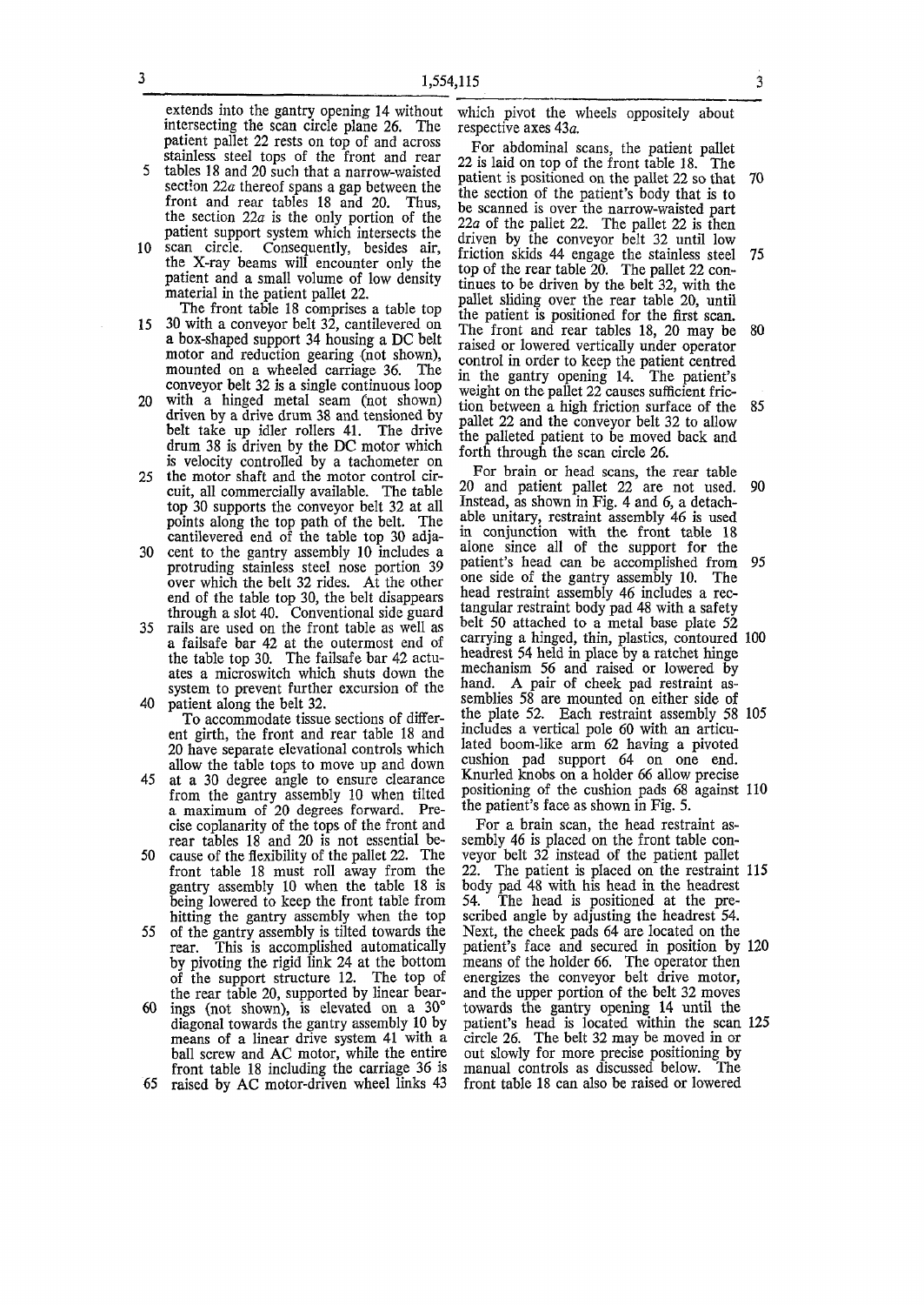extends into the gantry opening 14 without intersecting the scan circle plane 26. The patient pallet 22 rests on top of and across stainless steel tops of the front and rear tables 18 and 20 such that a narrow-waisted section 22a thereof spans a gap between the front and rear tables 18 and 20. Thus, the section 22a is the only portion of the patient support system which intersects the scan circle. Consequently, besides air, the X-ray beams will encounter only the patient and a small volume of low density material in the patient pallet 22.

The front table 18 comprises a table top 30 with a conveyor belt 32, cantilevered on a box-shaped support 34 housing a DC belt motor and reduction gearing (not shown), mounted on a wheeled carriage 36. The conveyor belt 32 is a single continuous loop with a hinged metal seam (not shown) driven by a drive drum 38 and tensioned by belt take up idler rollers 41. The drive drum 38 is driven by the DC motor which is velocity controlled by a tachometer on the motor shaft and the motor control circuit, all commercially available. The table top 30 supports the conveyor belt 32 at all points along the top path of the belt. The cantilevered end of the table top 30 adjacent to the gantry assembly 10 includes a protruding stainless steel nose portion 39 over which the belt 32 rides. At the other end of the table top 30, the belt disappears through a slot 40. Conventional side guard rails are used on the front table as well as a failsafe bar 42 at the outermost end of the table top 30. The failsafe bar 42 actuates a microswitch which shuts down the system to prevent further excursion of the patient along the belt 32.

To accommodate tissue sections of different girth, the front and rear table 18 and 20 have separate elevational controls which allow the table tops to move up and down at a 30 degree angle to ensure clearance from the gantry assembly 10 when tilted a maximum of 20 degrees forward. Precise coplanarity of the tops of the front and rear tables 18 and 20 is not essential because of the flexibility of the pallet 22. The front table 18 must roll away from the gantry assembly 10 when the table 18 is being lowered to keep the front table from hitting the gantry assembly when the top of the gantry assembly is tilted towards the rear. This is accomplished automatically by pivoting the rigid link 24 at the bottom of the support structure 12. The top of the rear table 20, supported by linear bearings (not shown), is elevated on a 30° diagonal towards the gantry assembly 10 by means of a linear drive system 41 with a ball screw and AC motor, while the entire front table 18 including the carriage 36 is raised by AC motor-driven wheel links 43 which pivot the wheels oppositely about respective axes 43a.

For abdominal scans, the patient pallet 22 is laid on top of the front table 18. The patient is positioned on the pallet 22 so that the section of the patient's body that is to be scanned is over the narrow-waisted part 22a of the pallet 22. The pallet 22 is then driven by the conveyor belt 32 until low friction skids 44 engage the stainless steel top of the rear table 20. The pallet 22 continues to be driven by the belt 32, with the pallet sliding over the rear table 20, until the patient is positioned for the first scan. The front and rear tables 18, 20 may be raised or lowered vertically under operator control in order to keep the patient centred in the gantry opening 14. The patient's weight on the pallet 22 causes sufficient friction between a high friction surface of the pallet 22 and the conveyor belt 32 to allow the palleted patient to be moved back and forth through the scan circle 26.

For brain or head scans, the rear table 20 and patient pallet 22 are not used. Instead, as shown in Fig. 4 and 6, a detachable unitary, restraint assembly 46 is used in conjunction with the front table 18 alone since all of the support for the patient's head can be accomplished from one side of the gantry assembly 10. The head restraint assembly 46 includes a rectangular restraint body pad 48 with a safety belt 50 attached to a metal base plate 52 carrying a hinged, thin, plastics, contoured headrest 54 held in place by a ratchet hinge mechanism 56 and raised or lowered by hand. A pair of cheek pad restraint assemblies 58 are mounted on either side of the plate 52. Each restraint assembly 58 includes a vertical pole 60 with an articulated boom-like arm 62 having a pivoted cushion pad support 64 on one end. Knurled knobs on a holder 66 allow precise positioning of the cushion pads 68 against the patient's face as shown in Fig. 5.

For a brain scan, the head restraint assembly 46 is placed on the front table conveyor belt 32 instead of the patient pallet 22. The patient is placed on the restraint body pad 48 with his head in the headrest 54. The head is positioned at the prescribed angle by adjusting the headrest 54. Next, the cheek pads 64 are located on the patient's face and secured in position by means of the holder 66. The operator then energizes the conveyor belt drive motor, and the upper portion of the belt 32 moves towards the gantry opening 14 until the patient's head is located within the scan circle 26. The belt 32 may be moved in or out slowly for more precise positioning by manual controls as discussed below. The front table 18 can also be raised or lowered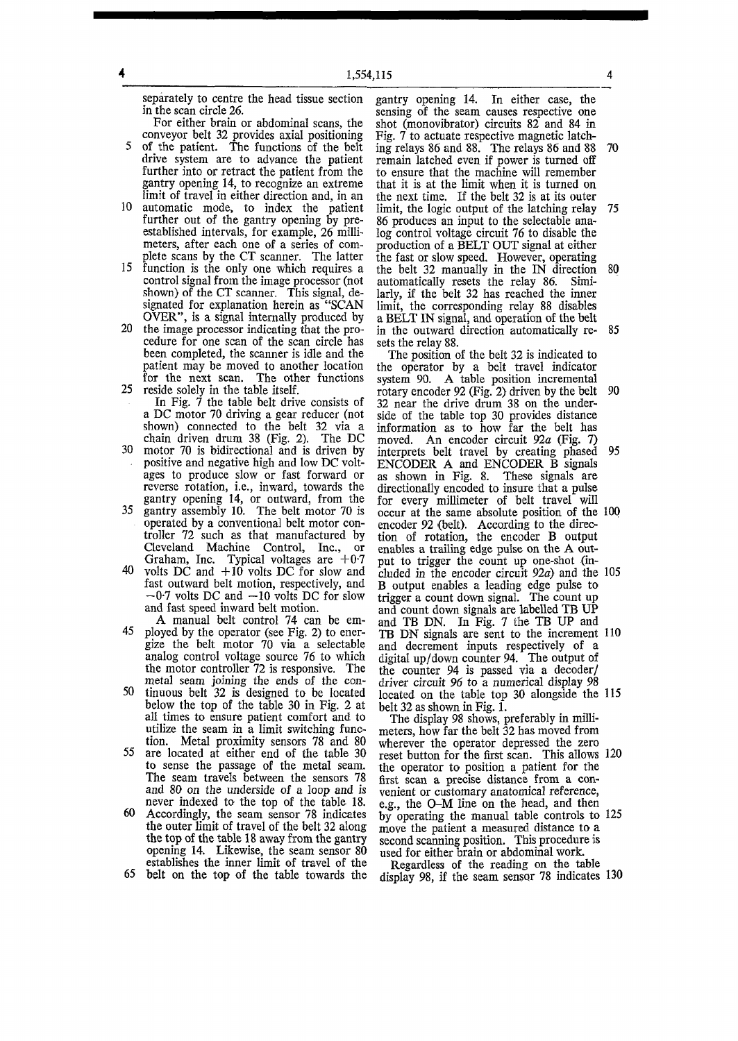separately to centre the head tissue section in the scan circle 26.

For either brain or abdominal scans, the conveyor belt 32 provides axial positioning of the patient. The functions of the belt drive system are to advance the patient further into or retract the patient from the gantry opening 14, to recognize an extreme limit of travel in either direction and, in an automatic mode, to index the patient further out of the gantry opening by preestablished intervals, for example, 26 millimeters, after each one of a series of complete scans by the CT scanner. The latter function is the only one which requires a control signal from the image processor (not shown) of the CT scanner. This signal, designated for explanation herein as "SCAN OVER", is a signal internally produced by the image processor indicating that the procedure for one scan of the scan circle has been completed, the scanner is idle and the patient may be moved to another location for the next scan. The other functions reside solely in the table itself.

In Fig. 7 the table belt drive consists of a DC motor 70 driving a gear reducer (not shown) connected to the belt 32 via a chain driven drum 38 (Fig. 2). The DC motor 70 is bidirectional and is driven by positive and negative high and low DC voltages to produce slow or fast forward or reverse rotation, i.e., inward, towards the gantry opening 14, or outward, from the gantry assembly 10. The belt motor 70 is operated by a conventional belt motor controller 72 such as that manufactured by Cleveland Machine Control, Inc., or Graham, Inc. Typical voltages are +0·7 volts DC and +10 volts DC for slow and fast outward belt motion, respectively, and −0·7 volts DC and −10 volts DC for slow and fast speed inward belt motion.

A manual belt control 74 can be employed by the operator (see Fig. 2) to energize the belt motor 70 via a selectable analog control voltage source 76 to which the motor controller 72 is responsive. The metal seam joining the ends of the continuous belt 32 is designed to be located below the top of the table 30 in Fig. 2 at all times to ensure patient comfort and to utilize the seam in a limit switching function. Metal proximity sensors 78 and 80 are located at either end of the table 30 to sense the passage of the metal seam. The seam travels between the sensors 78 and 80 on the underside of a loop and is never indexed to the top of the table 18. Accordingly, the seam sensor 78 indicates the outer limit of travel of the belt 32 along the top of the table 18 away from the gantry opening 14. Likewise, the seam sensor 80 establishes the inner limit of travel of the belt on the top of the table towards the gantry opening 14. In either case, the sensing of the seam causes respective one shot (monovibrator) circuits 82 and 84 in Fig. 7 to actuate respective magnetic latching relays 86 and 88. The relays 86 and 88 remain latched even if power is turned off to ensure that the machine will remember that it is at the limit when it is turned on the next time. If the belt 32 is at its outer limit, the logic output of the latching relay 86 produces an input to the selectable analog control voltage circuit 76 to disable the production of a BELT OUT signal at either the fast or slow speed. However, operating the belt 32 manually in the IN direction automatically resets the relay 86. Similarly, if the belt 32 has reached the inner limit, the corresponding relay 88 disables a BELT IN signal, and operation of the belt in the outward direction automatically resets the relay 88.

The position of the belt 32 is indicated to the operator by a belt travel indicator system 90. A table position incremental rotary encoder 92 (Fig. 2) driven by the belt 32 near the drive drum 38 on the underside of the table top 30 provides distance information as to how far the belt has moved. An encoder circuit 92*a* (Fig. 7) interprets belt travel by creating phased ENCODER A and ENCODER B signals as shown in Fig. 8. These signals are directionally encoded to insure that a pulse for every millimeter of belt travel will occur at the same absolute position of the encoder 92 (belt). According to the direction of rotation, the encoder B output enables a trailing edge pulse on the A output to trigger the count up one-shot (included in the encoder circuit 92*a*) and the B output enables a leading edge pulse to trigger a count down signal. The count up and count down signals are labelled TB UP and TB DN. In Fig. 7 the TB UP and TB DN signals are sent to the increment and decrement inputs respectively of a digital up/down counter 94. The output of the counter 94 is passed via a decoder/driver circuit 96 to a numerical display 98 located on the table top 30 alongside the belt 32 as shown in Fig. 1.

The display 98 shows, preferably in millimeters, how far the belt 32 has moved from wherever the operator depressed the zero reset button for the first scan. This allows the operator to position a patient for the first scan a precise distance from a convenient or customary anatomical reference, e.g., the O–M line on the head, and then by operating the manual table controls to move the patient a measured distance to a second scanning position. This procedure is used for either brain or abdominal work.

Regardless of the reading on the table display 98, if the seam sensor 78 indicates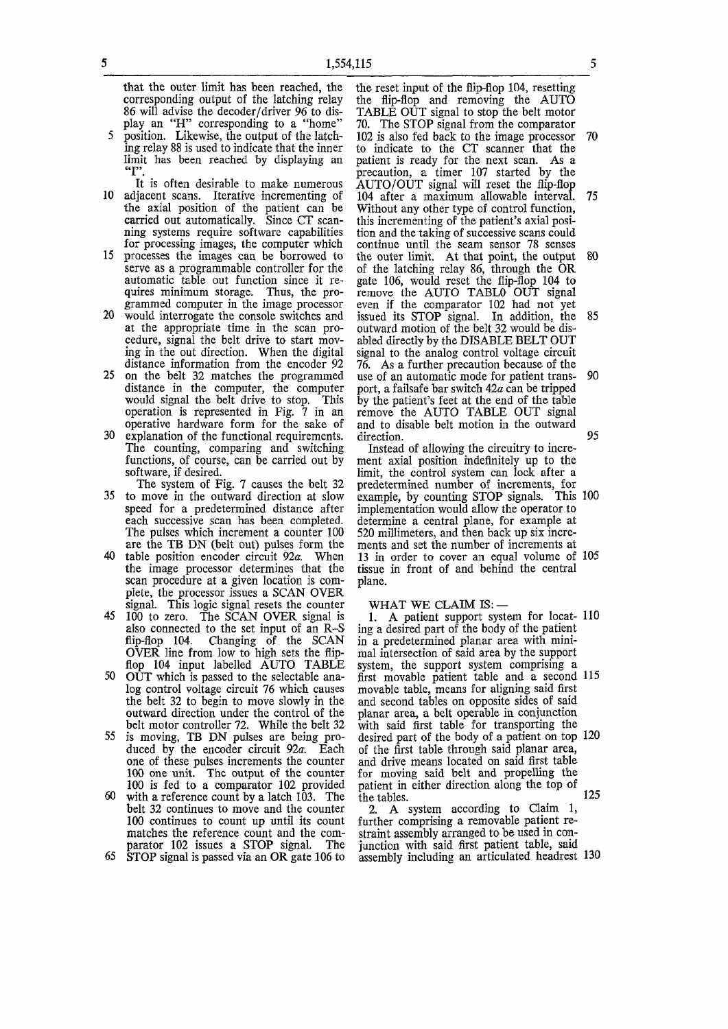that the outer limit has been reached, the corresponding output of the latching relay 86 will advise the decoder/driver 96 to display an "H" corresponding to a "home" position. Likewise, the output of the latching relay 88 is used to indicate that the inner limit has been reached by displaying an "I".

It is often desirable to make numerous adjacent scans. Iterative incrementing of the axial position of the patient can be carried out automatically. Since CT scanning systems require software capabilities for processing images, the computer which processes the images can be borrowed to serve as a programmable controller for the automatic table out function since it requires minimum storage. Thus, the programmed computer in the image processor would interrogate the console switches and at the appropriate time in the scan procedure, signal the belt drive to start moving in the out direction. When the digital distance information from the encoder 92 on the belt 32 matches the programmed distance in the computer, the computer would signal the belt drive to stop. This operation is represented in Fig. 7 in an operative hardware form for the sake of explanation of the functional requirements. The counting, comparing and switching functions, of course, can be carried out by software, if desired.

The system of Fig. 7 causes the belt 32 to move in the outward direction at slow speed for a predetermined distance after each successive scan has been completed. The pulses which increment a counter 100 are the TB DN (belt out) pulses form the table position encoder circuit 92*a*. When the image processor determines that the scan procedure at a given location is complete, the processor issues a SCAN OVER signal. This logic signal resets the counter 100 to zero. The SCAN OVER signal is also connected to the set input of an R-S flip-flop 104. Changing of the SCAN OVER line from low to high sets the flip-flop 104 input labelled AUTO TABLE OUT which is passed to the selectable analog control voltage circuit 76 which causes the belt 32 to begin to move slowly in the outward direction under the control of the belt motor controller 72. While the belt 32 is moving, TB DN pulses are being produced by the encoder circuit 92*a*. Each one of these pulses increments the counter 100 one unit. The output of the counter 100 is fed to a comparator 102 provided with a reference count by a latch 103. The belt 32 continues to move and the counter 100 continues to count up until its count matches the reference count and the comparator 102 issues a STOP signal. The STOP signal is passed via an OR gate 106 to the reset input of the flip-flop 104, resetting the flip-flop and removing the AUTO TABLE OUT signal to stop the belt motor 70. The STOP signal from the comparator 102 is also fed back to the image processor to indicate to the CT scanner that the patient is ready for the next scan. As a precaution, a timer 107 started by the AUTO/OUT signal will reset the flip-flop 104 after a maximum allowable interval. Without any other type of control function, this incrementing of the patient's axial position and the taking of successive scans could continue until the seam sensor 78 senses the outer limit. At that point, the output of the latching relay 86, through the OR gate 106, would reset the flip-flop 104 to remove the AUTO TABLO OUT signal even if the comparator 102 had not yet issued its STOP signal. In addition, the outward motion of the belt 32 would be disabled directly by the DISABLE BELT OUT signal to the analog control voltage circuit 76. As a further precaution because of the use of an automatic mode for patient transport, a failsafe bar switch 42*a* can be tripped by the patient's feet at the end of the table remove the AUTO TABLE OUT signal and to disable belt motion in the outward direction.

Instead of allowing the circuitry to increment axial position indefinitely up to the limit, the control system can lock after a predetermined number of increments, for example, by counting STOP signals. This implementation would allow the operator to determine a central plane, for example at 520 millimeters, and then back up six increments and set the number of increments at 13 in order to cover an equal volume of tissue in front of and behind the central plane.

WHAT WE CLAIM IS: —

1. A patient support system for locating a desired part of the body of the patient in a predetermined planar area with minimal intersection of said area by the support system, the support system comprising a first movable patient table and a second movable table, means for aligning said first and second tables on opposite sides of said planar area, a belt operable in conjunction with said first table for transporting the desired part of the body of a patient on top of the first table through said planar area, and drive means located on said first table for moving said belt and propelling the patient in either direction along the top of the tables.

2. A system according to Claim 1, further comprising a removable patient restraint assembly arranged to be used in conjunction with said first patient table, said assembly including an articulated headrest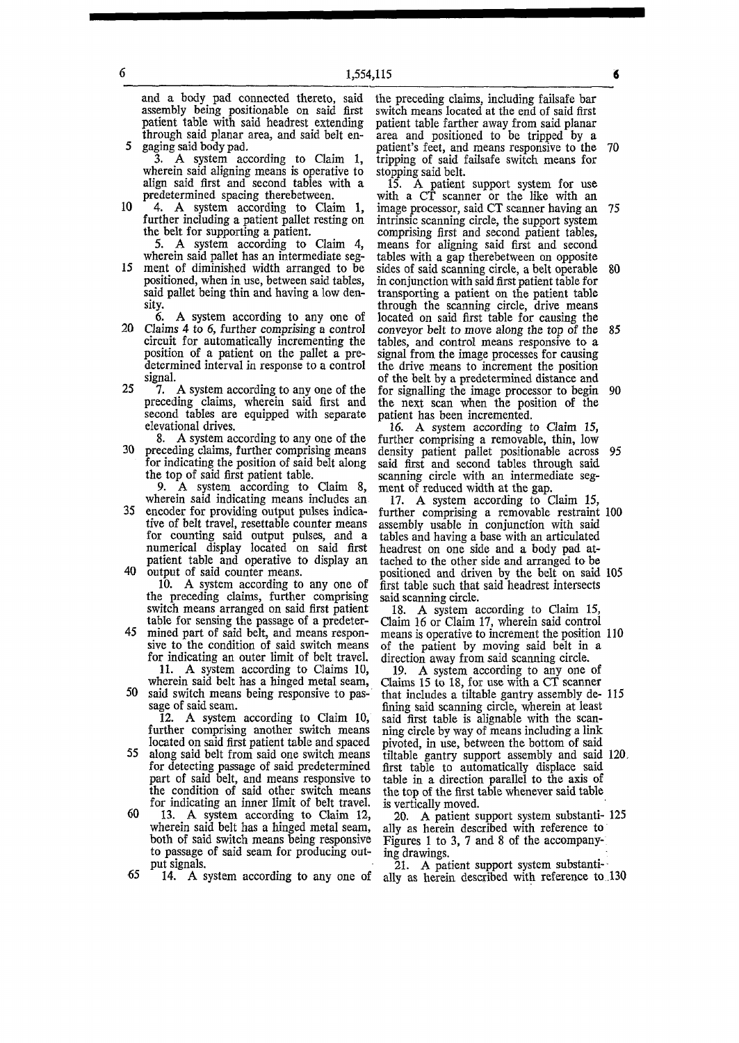and a body pad connected thereto, said assembly being positionable on said first patient table with said headrest extending through said planar area, and said belt engaging said body pad.

3. A system according to Claim 1, wherein said aligning means is operative to align said first and second tables with a predetermined spacing therebetween.

4. A system according to Claim 1, further including a patient pallet resting on the belt for supporting a patient.

5. A system according to Claim 4, wherein said pallet has an intermediate segment of diminished width arranged to be positioned, when in use, between said tables, said pallet being thin and having a low density.

6. A system according to any one of Claims 4 to 6, further comprising a control circuit for automatically incrementing the position of a patient on the pallet a predetermined interval in response to a control signal.

7. A system according to any one of the preceding claims, wherein said first and second tables are equipped with separate elevational drives.

8. A system according to any one of the preceding claims, further comprising means for indicating the position of said belt along the top of said first patient table.

9. A system according to Claim 8, wherein said indicating means includes an encoder for providing output pulses indicative of belt travel, resettable counter means for counting said output pulses, and a numerical display located on said first patient table and operative to display an output of said counter means.

10. A system according to any one of the preceding claims, further comprising switch means arranged on said first patient table for sensing the passage of a predetermined part of said belt, and means responsive to the condition of said switch means for indicating an outer limit of belt travel.

11. A system according to Claims 10, wherein said belt has a hinged metal seam, said switch means being responsive to passage of said seam.

12. A system according to Claim 10, further comprising another switch means located on said first patient table and spaced along said belt from said one switch means for detecting passage of said predetermined part of said belt, and means responsive to the condition of said other switch means for indicating an inner limit of belt travel.

13. A system according to Claim 12, wherein said belt has a hinged metal seam, both of said switch means being responsive to passage of said seam for producing output signals.

14. A system according to any one of the preceding claims, including failsafe bar switch means located at the end of said first patient table farther away from said planar area and positioned to be tripped by a patient's feet, and means responsive to the tripping of said failsafe switch means for stopping said belt.

15. A patient support system for use with a CT scanner or the like with an image processor, said CT scanner having an intrinsic scanning circle, the support system comprising first and second patient tables, means for aligning said first and second tables with a gap therebetween on opposite sides of said scanning circle, a belt operable in conjunction with said first patient table for transporting a patient on the patient table through the scanning circle, drive means located on said first table for causing the conveyor belt to move along the top of the tables, and control means responsive to a signal from the image processes for causing the drive means to increment the position of the belt by a predetermined distance and for signalling the image processor to begin the next scan when the position of the patient has been incremented.

16. A system according to Claim 15, further comprising a removable, thin, low density patient pallet positionable across said first and second tables through said scanning circle with an intermediate segment of reduced width at the gap.

17. A system according to Claim 15, further comprising a removable restraint assembly usable in conjunction with said tables and having a base with an articulated headrest on one side and a body pad attached to the other side and arranged to be positioned and driven by the belt on said first table such that said headrest intersects said scanning circle.

18. A system according to Claim 15, Claim 16 or Claim 17, wherein said control means is operative to increment the position of the patient by moving said belt in a direction away from said scanning circle.

19. A system according to any one of Claims 15 to 18, for use with a CT scanner that includes a tiltable gantry assembly defining said scanning circle, wherein at least said first table is alignable with the scanning circle by way of means including a link pivoted, in use, between the bottom of said tiltable gantry support assembly and said first table to automatically displace said table in a direction parallel to the axis of the top of the first table whenever said table is vertically moved.

20. A patient support system substantially as herein described with reference to Figures 1 to 3, 7 and 8 of the accompanying drawings.

21. A patient support system substantially as herein described with reference to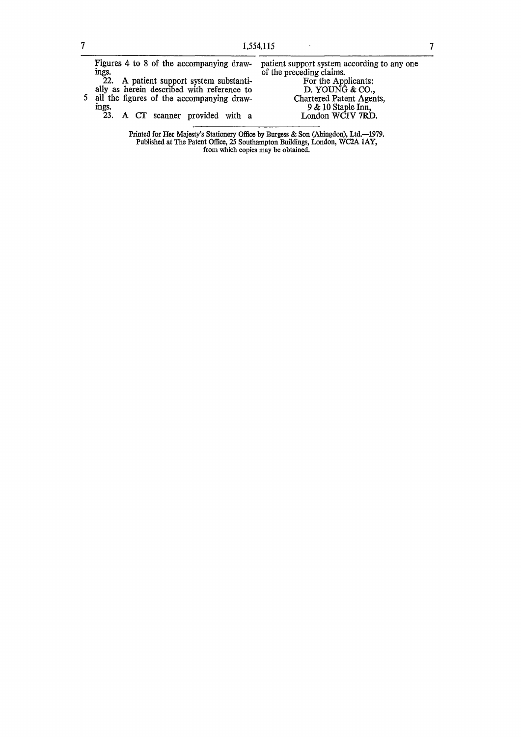Figures 4 to 8 of the accompanying drawings.

22. A patient support system substantially as herein described with reference to all the figures of the accompanying drawings.

23. A CT scanner provided with a patient support system according to any one of the preceding claims.

For the Applicants:
D. YOUNG & CO.,
Chartered Patent Agents,
9 & 10 Staple Inn,
London WC1V 7RD.

---

Printed for Her Majesty's Stationery Office by Burgess & Son (Abingdon), Ltd.—1979.
Published at The Patent Office, 25 Southampton Buildings, London, WC2A 1AY,
from which copies may be obtained.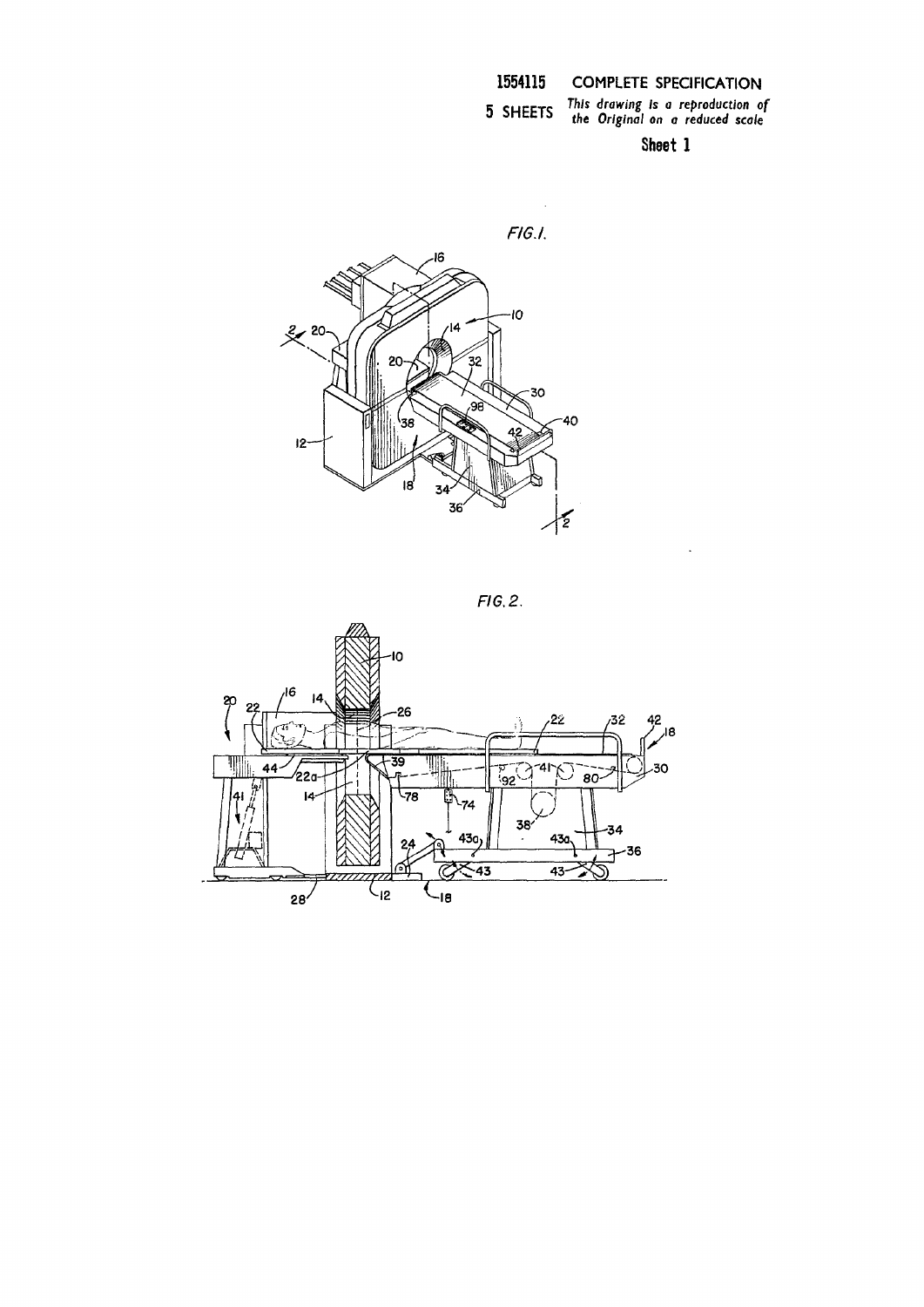1554115 COMPLETE SPECIFICATION

5 SHEETS *This drawing is a reproduction of the Original on a reduced scale*

**Sheet 1**

*FIG. 1.*

*FIG. 2.*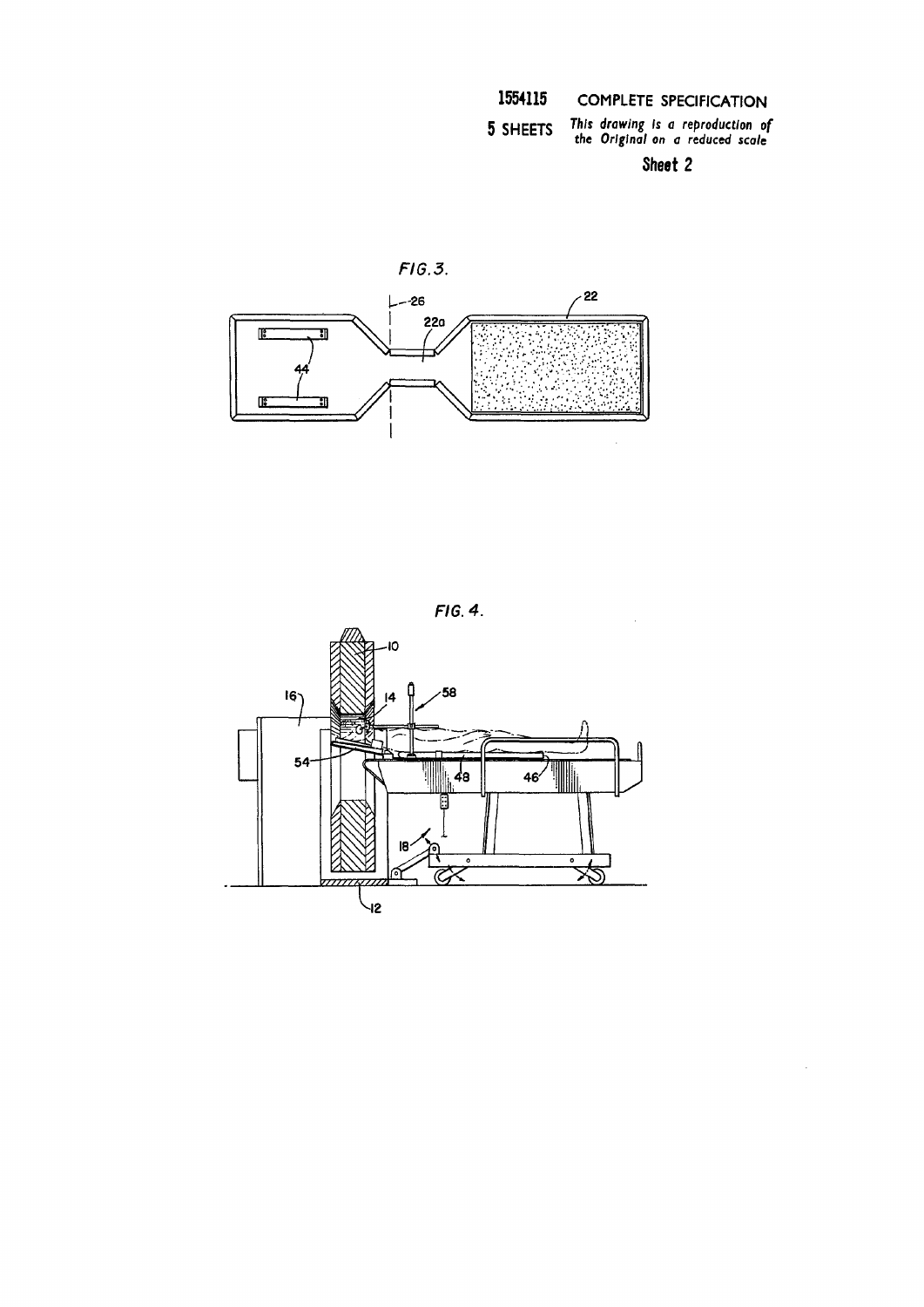1554115 COMPLETE SPECIFICATION

5 SHEETS *This drawing is a reproduction of the Original on a reduced scale*

**Sheet 2**

FIG. 3.

FIG. 4.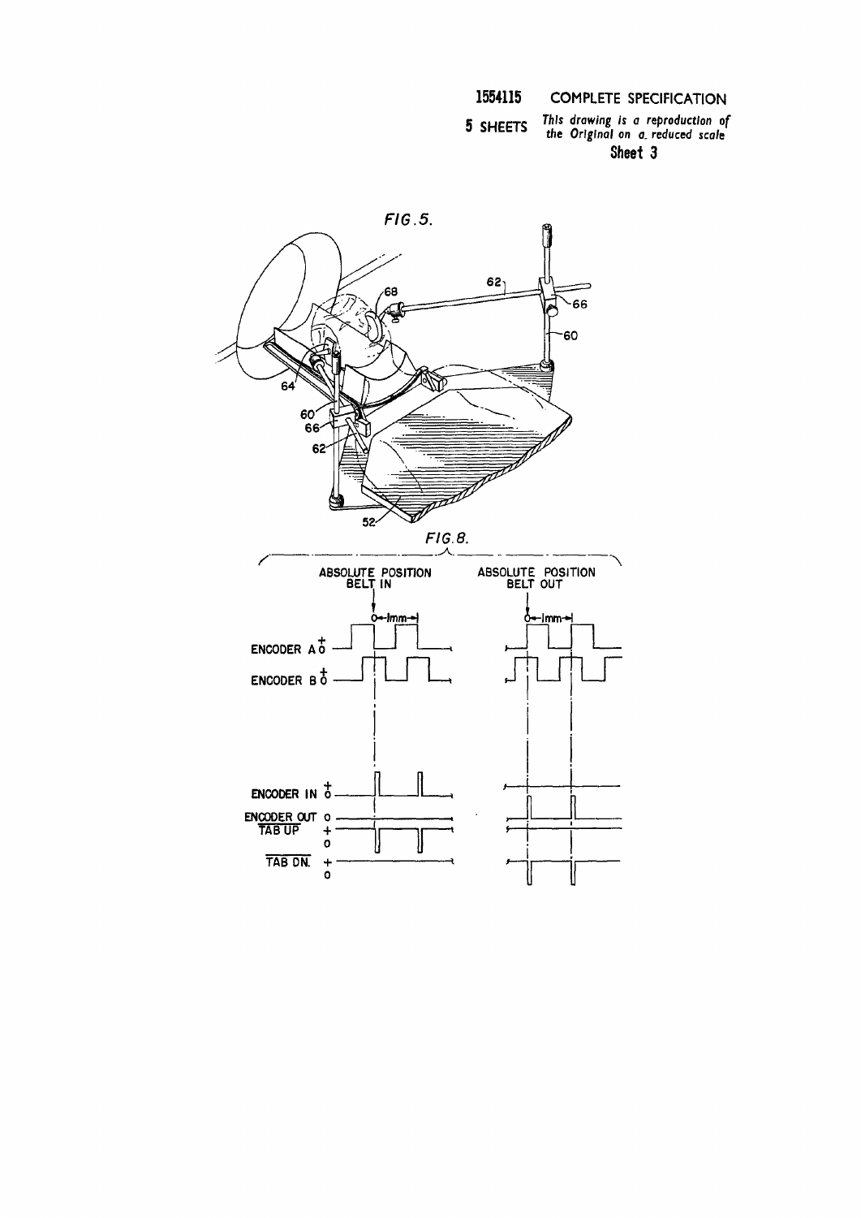1554115 COMPLETE SPECIFICATION

5 SHEETS *This drawing is a reproduction of the Original on a reduced scale*

Sheet 3

FIG. 5.

62, 68, 66, 60, 64, 60, 66, 62, 52

FIG. 8.

ABSOLUTE POSITION BELT IN

ABSOLUTE POSITION BELT OUT

0 ← 1mm →

ENCODER A + 0

ENCODER B + 0

ENCODER IN + 0

ENCODER OUT 0

TAB UP + 0

TAB DN. + 0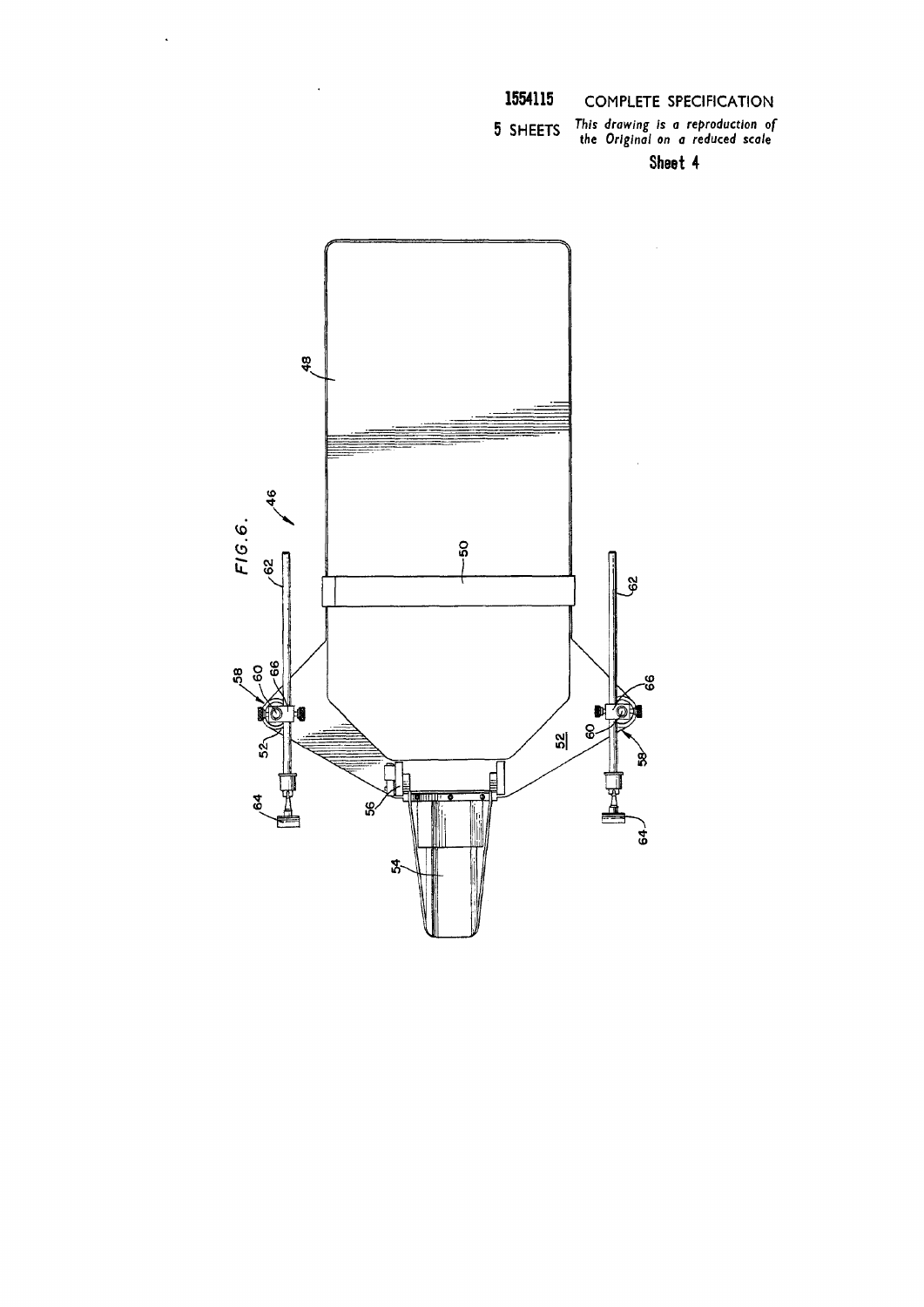1554115 COMPLETE SPECIFICATION

5 SHEETS *This drawing is a reproduction of the Original on a reduced scale*

Sheet 4

FIG. 6.

48

46

50

62

62

58

60

66

66

52

60

52

58

56

64

64

54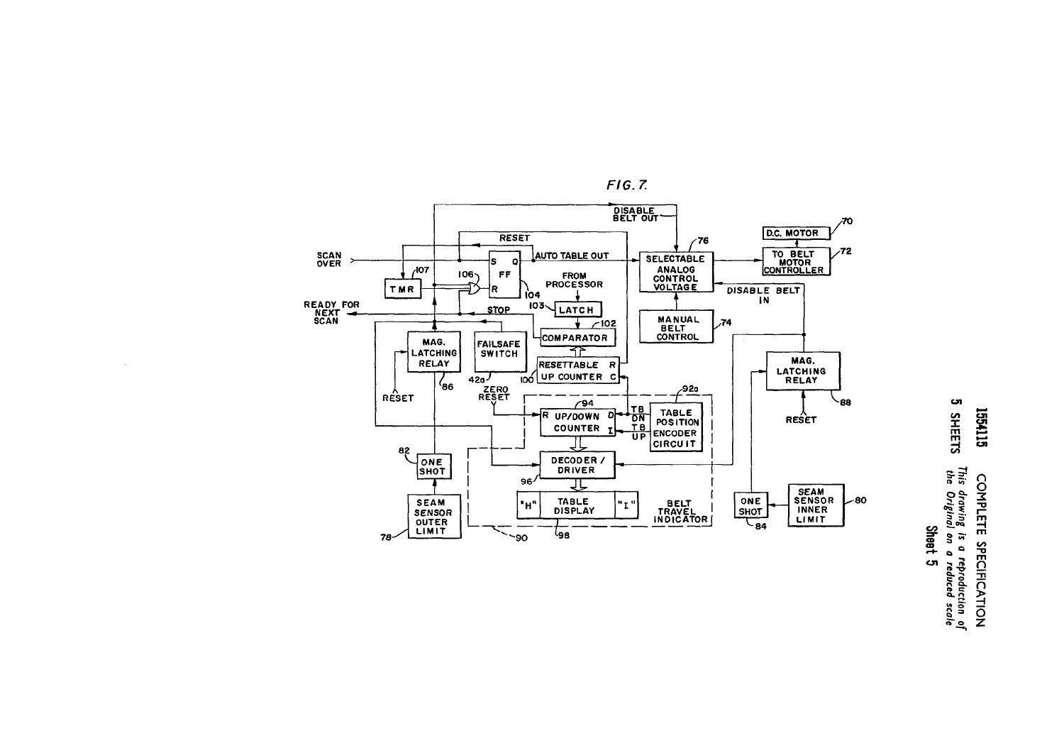1554115 COMPLETE SPECIFICATION

5 SHEETS

*This drawing is a reproduction of the Original on a reduced scale*

Sheet 5

FIG. 7.

DISABLE BELT OUT

RESET

SCAN OVER

S Q

FF

R

AUTO TABLE OUT

SELECTABLE ANALOG CONTROL VOLTAGE

76

TO BELT MOTOR CONTROLLER

72

D.C. MOTOR

70

107

TMR

106

104

FROM PROCESSOR

103

LATCH

DISABLE BELT IN

READY FOR NEXT SCAN

STOP

COMPARATOR

102

MANUAL BELT CONTROL

74

MAG. LATCHING RELAY

FAILSAFE SWITCH

42a

RESETTABLE UP COUNTER

R

C

100

RESET

86

ZERO RESET

94

92a

R UP/DOWN COUNTER

D

I

TB DN

TB UP

TABLE POSITION ENCODER CIRCUIT

MAG. LATCHING RELAY

88

RESET

82

ONE SHOT

DECODER / DRIVER

96

SEAM SENSOR OUTER LIMIT

78

"H"

TABLE DISPLAY

"I"

98

BELT TRAVEL INDICATOR

90

ONE SHOT

84

SEAM SENSOR INNER LIMIT

80